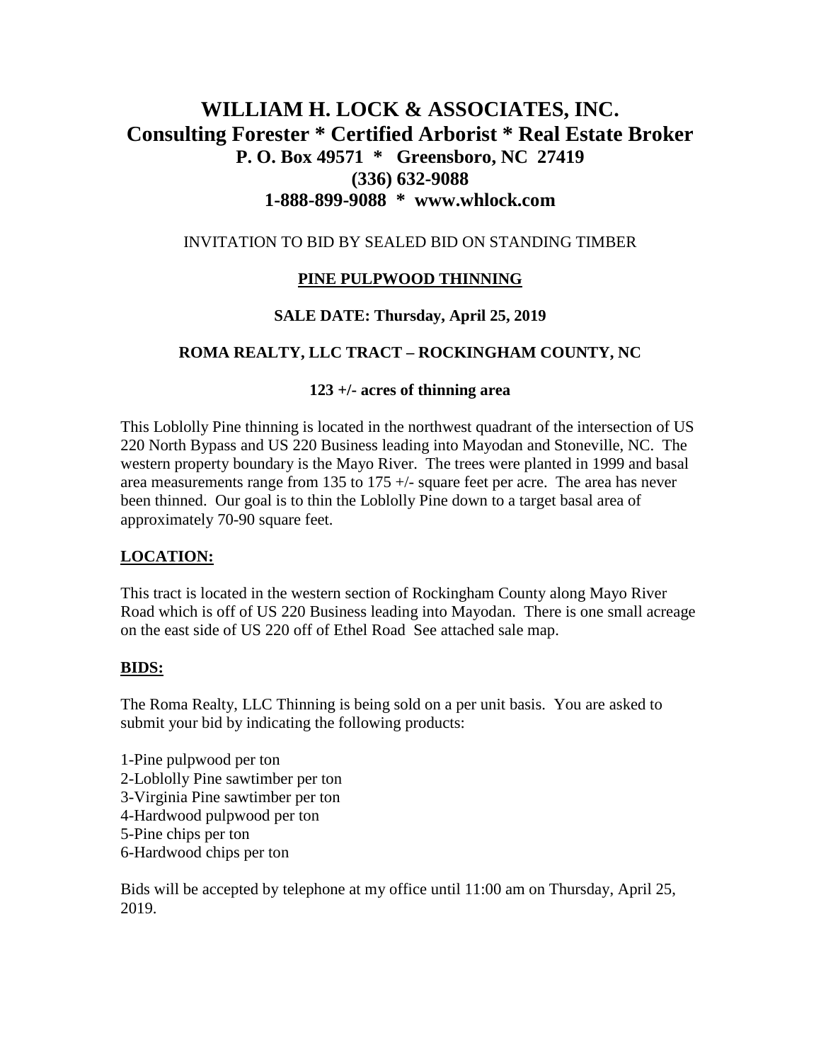# WILLIAM H. LOCK & ASSOCIATES, INC.

## Consulting Forester * Certified Arborist * Real Estate Broker

### P. O. Box 49571 * Greensboro, NC 27419

### (336) 632-9088

### 1-888-899-9088 * www.whlock.com

INVITATION TO BID BY SEALED BID ON STANDING TIMBER

**PINE PULPWOOD THINNING**

**SALE DATE: Thursday, April 25, 2019**

**ROMA REALTY, LLC TRACT – ROCKINGHAM COUNTY, NC**

**123 +/- acres of thinning area**

This Loblolly Pine thinning is located in the northwest quadrant of the intersection of US 220 North Bypass and US 220 Business leading into Mayodan and Stoneville, NC. The western property boundary is the Mayo River. The trees were planted in 1999 and basal area measurements range from 135 to 175 +/- square feet per acre. The area has never been thinned. Our goal is to thin the Loblolly Pine down to a target basal area of approximately 70-90 square feet.

## LOCATION:

This tract is located in the western section of Rockingham County along Mayo River Road which is off of US 220 Business leading into Mayodan. There is one small acreage on the east side of US 220 off of Ethel Road See attached sale map.

## BIDS:

The Roma Realty, LLC Thinning is being sold on a per unit basis. You are asked to submit your bid by indicating the following products:

1-Pine pulpwood per ton
2-Loblolly Pine sawtimber per ton
3-Virginia Pine sawtimber per ton
4-Hardwood pulpwood per ton
5-Pine chips per ton
6-Hardwood chips per ton

Bids will be accepted by telephone at my office until 11:00 am on Thursday, April 25, 2019.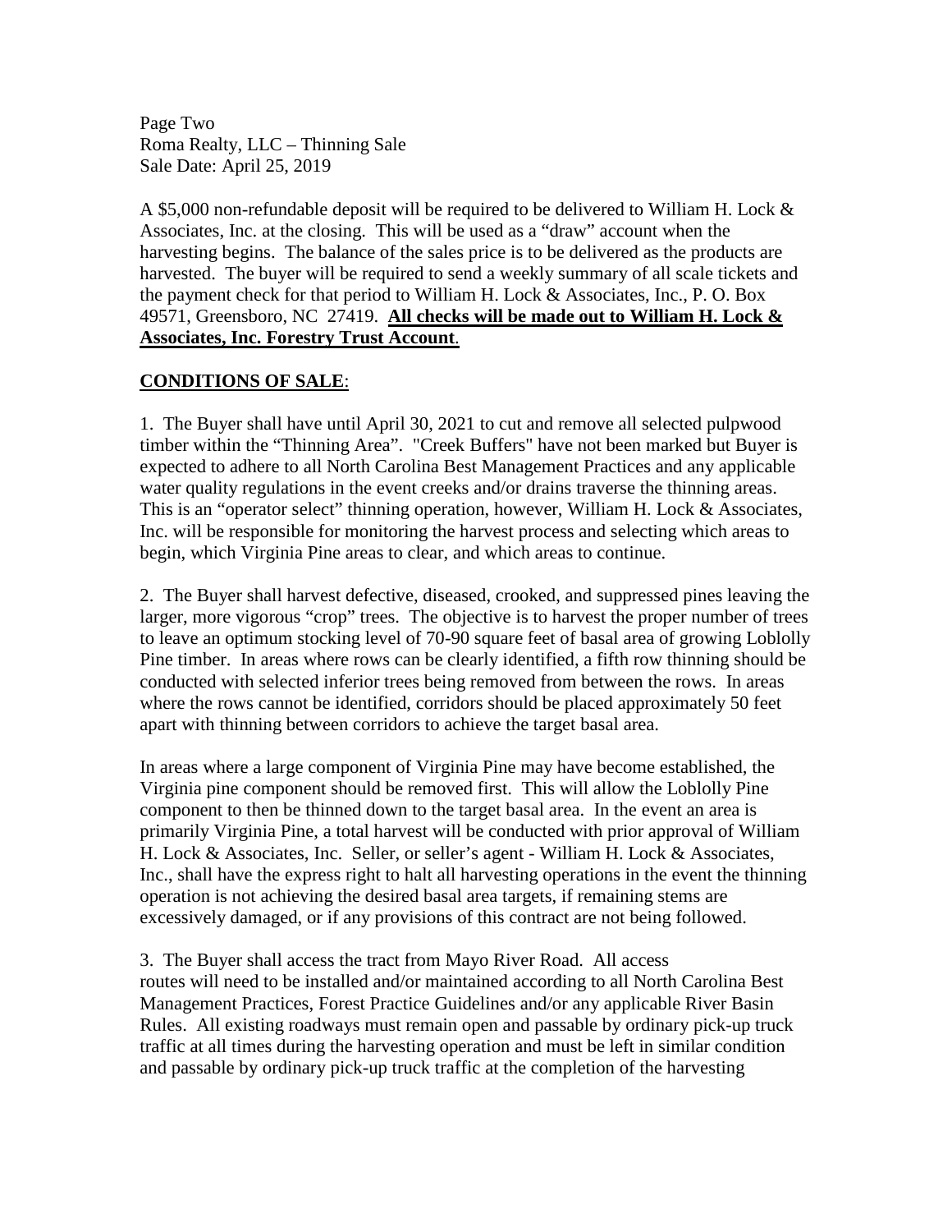Page Two
Roma Realty, LLC – Thinning Sale
Sale Date: April 25, 2019

A $5,000 non-refundable deposit will be required to be delivered to William H. Lock & Associates, Inc. at the closing. This will be used as a "draw" account when the harvesting begins. The balance of the sales price is to be delivered as the products are harvested. The buyer will be required to send a weekly summary of all scale tickets and the payment check for that period to William H. Lock & Associates, Inc., P. O. Box 49571, Greensboro, NC 27419. **All checks will be made out to William H. Lock & Associates, Inc. Forestry Trust Account**.

**CONDITIONS OF SALE**:

1. The Buyer shall have until April 30, 2021 to cut and remove all selected pulpwood timber within the "Thinning Area". "Creek Buffers" have not been marked but Buyer is expected to adhere to all North Carolina Best Management Practices and any applicable water quality regulations in the event creeks and/or drains traverse the thinning areas. This is an "operator select" thinning operation, however, William H. Lock & Associates, Inc. will be responsible for monitoring the harvest process and selecting which areas to begin, which Virginia Pine areas to clear, and which areas to continue.

2. The Buyer shall harvest defective, diseased, crooked, and suppressed pines leaving the larger, more vigorous "crop" trees. The objective is to harvest the proper number of trees to leave an optimum stocking level of 70-90 square feet of basal area of growing Loblolly Pine timber. In areas where rows can be clearly identified, a fifth row thinning should be conducted with selected inferior trees being removed from between the rows. In areas where the rows cannot be identified, corridors should be placed approximately 50 feet apart with thinning between corridors to achieve the target basal area.

In areas where a large component of Virginia Pine may have become established, the Virginia pine component should be removed first. This will allow the Loblolly Pine component to then be thinned down to the target basal area. In the event an area is primarily Virginia Pine, a total harvest will be conducted with prior approval of William H. Lock & Associates, Inc. Seller, or seller's agent - William H. Lock & Associates, Inc., shall have the express right to halt all harvesting operations in the event the thinning operation is not achieving the desired basal area targets, if remaining stems are excessively damaged, or if any provisions of this contract are not being followed.

3. The Buyer shall access the tract from Mayo River Road. All access routes will need to be installed and/or maintained according to all North Carolina Best Management Practices, Forest Practice Guidelines and/or any applicable River Basin Rules. All existing roadways must remain open and passable by ordinary pick-up truck traffic at all times during the harvesting operation and must be left in similar condition and passable by ordinary pick-up truck traffic at the completion of the harvesting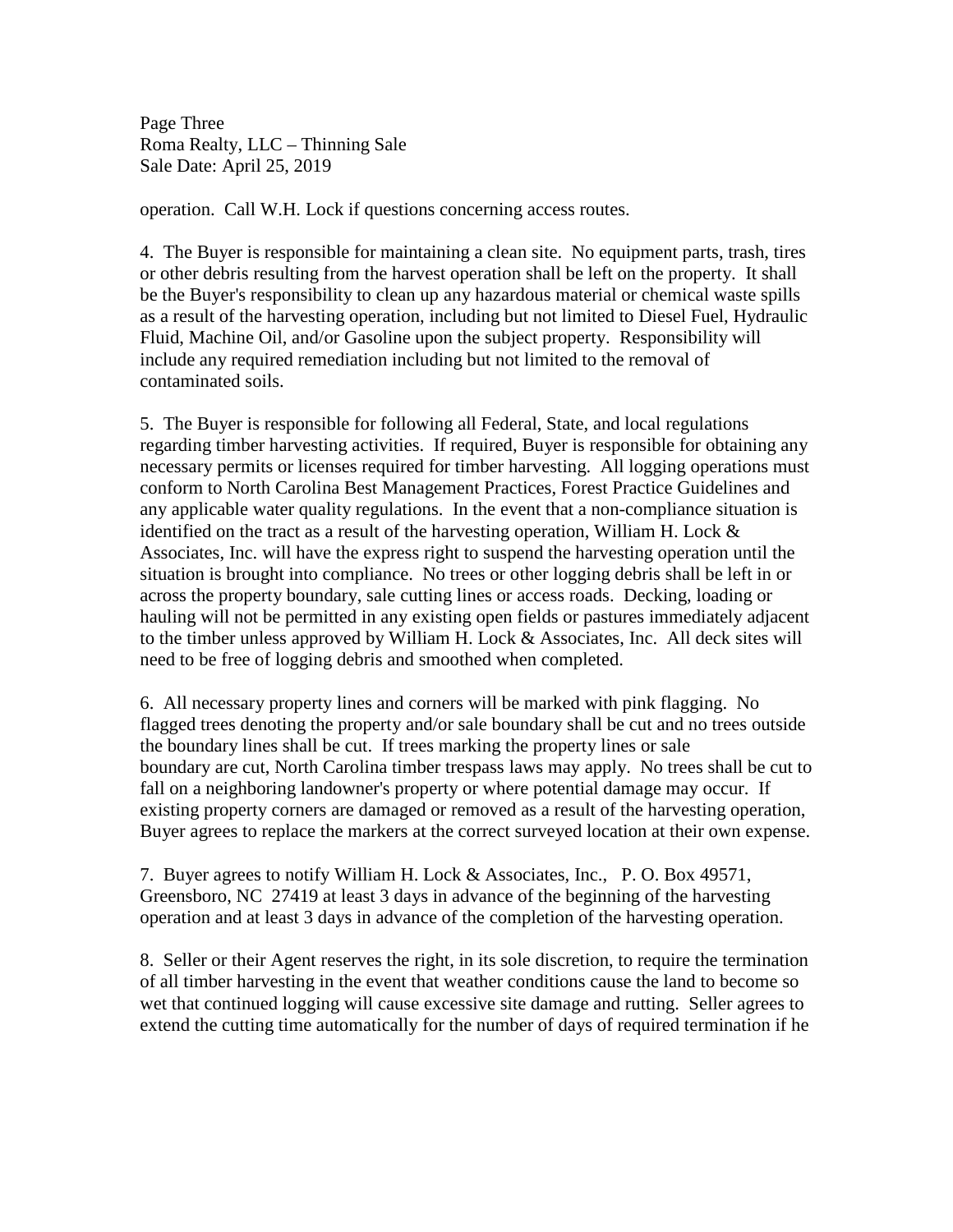operation. Call W.H. Lock if questions concerning access routes.

4. The Buyer is responsible for maintaining a clean site. No equipment parts, trash, tires or other debris resulting from the harvest operation shall be left on the property. It shall be the Buyer's responsibility to clean up any hazardous material or chemical waste spills as a result of the harvesting operation, including but not limited to Diesel Fuel, Hydraulic Fluid, Machine Oil, and/or Gasoline upon the subject property. Responsibility will include any required remediation including but not limited to the removal of contaminated soils.

5. The Buyer is responsible for following all Federal, State, and local regulations regarding timber harvesting activities. If required, Buyer is responsible for obtaining any necessary permits or licenses required for timber harvesting. All logging operations must conform to North Carolina Best Management Practices, Forest Practice Guidelines and any applicable water quality regulations. In the event that a non-compliance situation is identified on the tract as a result of the harvesting operation, William H. Lock & Associates, Inc. will have the express right to suspend the harvesting operation until the situation is brought into compliance. No trees or other logging debris shall be left in or across the property boundary, sale cutting lines or access roads. Decking, loading or hauling will not be permitted in any existing open fields or pastures immediately adjacent to the timber unless approved by William H. Lock & Associates, Inc. All deck sites will need to be free of logging debris and smoothed when completed.

6. All necessary property lines and corners will be marked with pink flagging. No flagged trees denoting the property and/or sale boundary shall be cut and no trees outside the boundary lines shall be cut. If trees marking the property lines or sale boundary are cut, North Carolina timber trespass laws may apply. No trees shall be cut to fall on a neighboring landowner's property or where potential damage may occur. If existing property corners are damaged or removed as a result of the harvesting operation, Buyer agrees to replace the markers at the correct surveyed location at their own expense.

7. Buyer agrees to notify William H. Lock & Associates, Inc., P. O. Box 49571, Greensboro, NC 27419 at least 3 days in advance of the beginning of the harvesting operation and at least 3 days in advance of the completion of the harvesting operation.

8. Seller or their Agent reserves the right, in its sole discretion, to require the termination of all timber harvesting in the event that weather conditions cause the land to become so wet that continued logging will cause excessive site damage and rutting. Seller agrees to extend the cutting time automatically for the number of days of required termination if he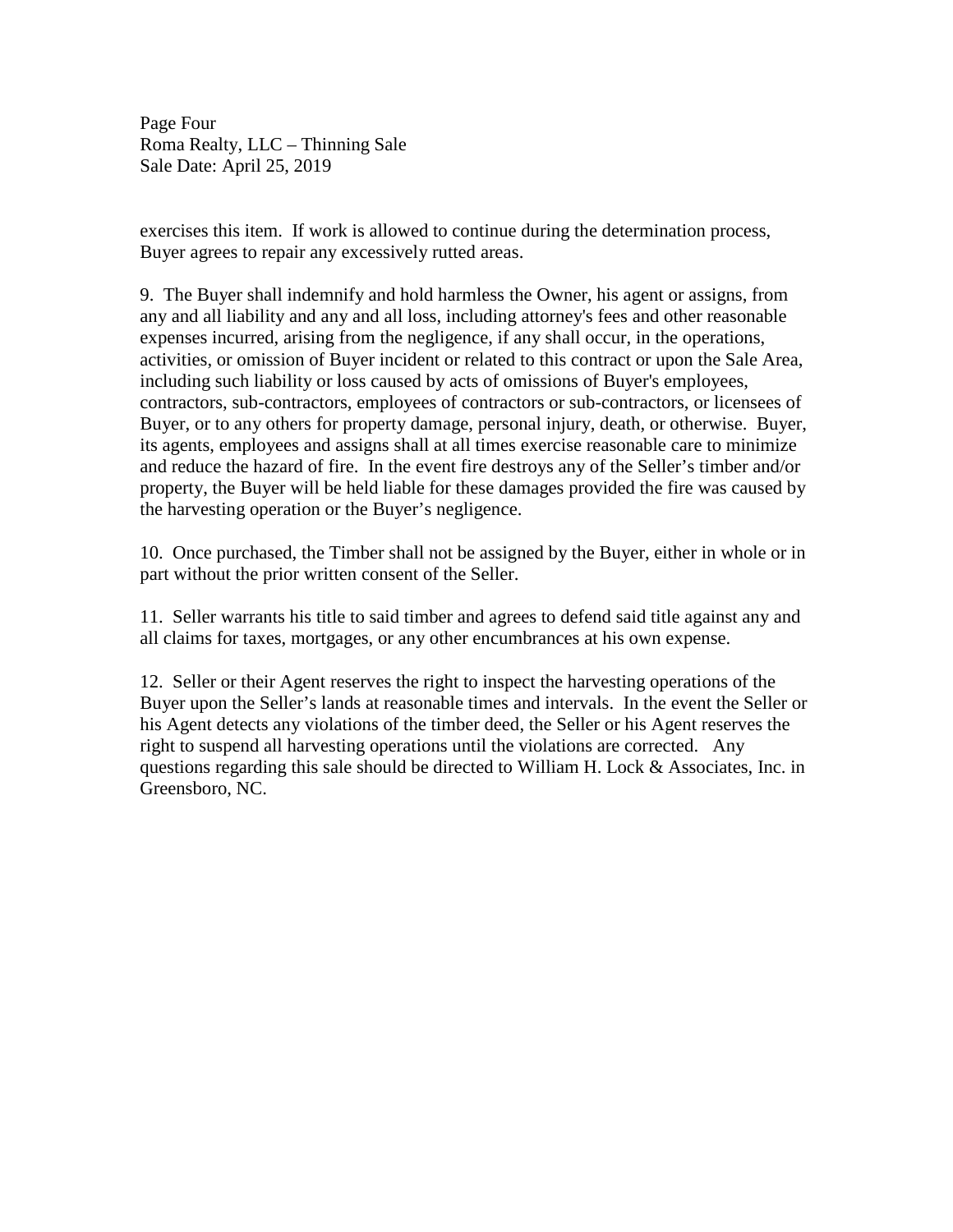exercises this item. If work is allowed to continue during the determination process, Buyer agrees to repair any excessively rutted areas.

9. The Buyer shall indemnify and hold harmless the Owner, his agent or assigns, from any and all liability and any and all loss, including attorney's fees and other reasonable expenses incurred, arising from the negligence, if any shall occur, in the operations, activities, or omission of Buyer incident or related to this contract or upon the Sale Area, including such liability or loss caused by acts of omissions of Buyer's employees, contractors, sub-contractors, employees of contractors or sub-contractors, or licensees of Buyer, or to any others for property damage, personal injury, death, or otherwise. Buyer, its agents, employees and assigns shall at all times exercise reasonable care to minimize and reduce the hazard of fire. In the event fire destroys any of the Seller's timber and/or property, the Buyer will be held liable for these damages provided the fire was caused by the harvesting operation or the Buyer's negligence.

10. Once purchased, the Timber shall not be assigned by the Buyer, either in whole or in part without the prior written consent of the Seller.

11. Seller warrants his title to said timber and agrees to defend said title against any and all claims for taxes, mortgages, or any other encumbrances at his own expense.

12. Seller or their Agent reserves the right to inspect the harvesting operations of the Buyer upon the Seller's lands at reasonable times and intervals. In the event the Seller or his Agent detects any violations of the timber deed, the Seller or his Agent reserves the right to suspend all harvesting operations until the violations are corrected. Any questions regarding this sale should be directed to William H. Lock & Associates, Inc. in Greensboro, NC.